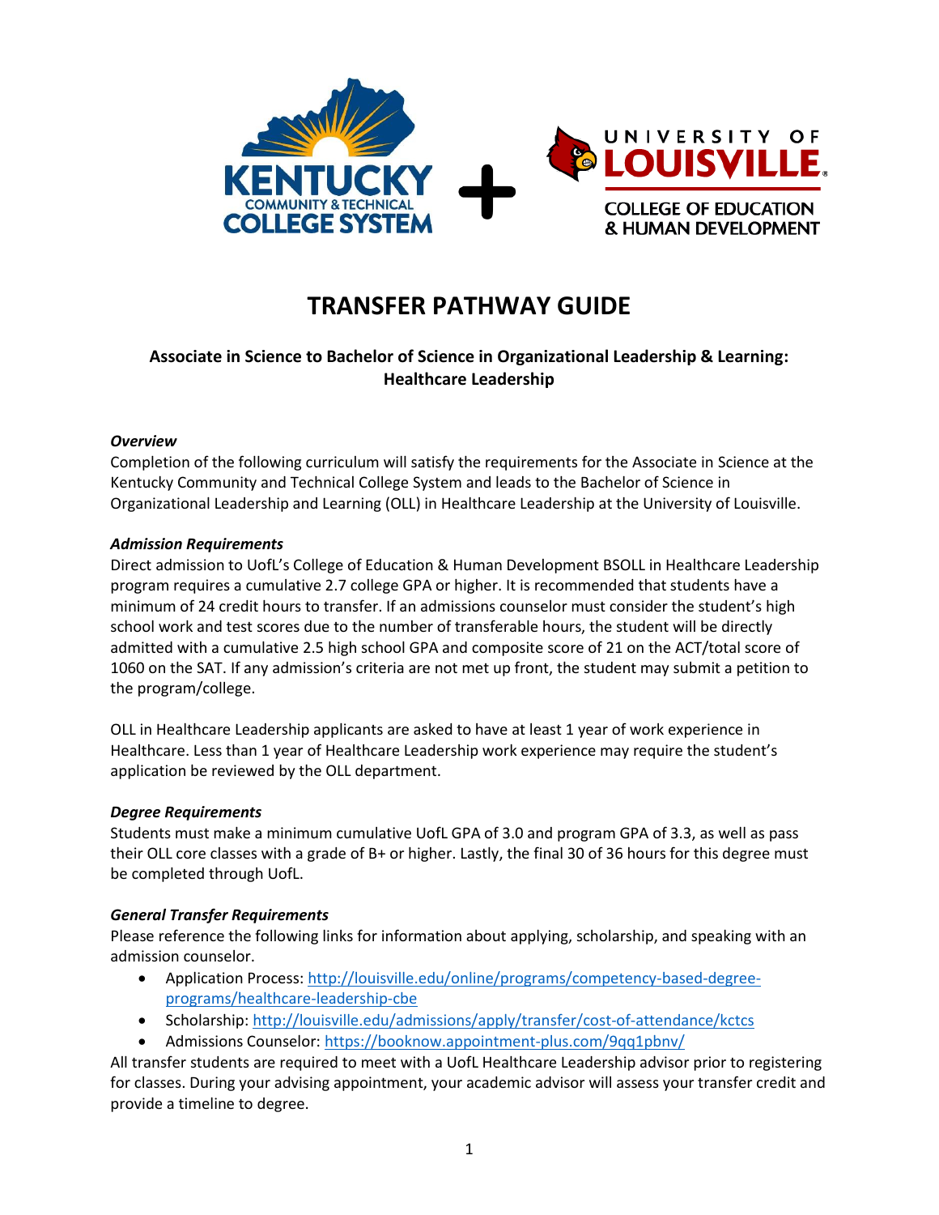# TRANSFER PATHWAY GUIDE

**Associate in Science to Bachelor of Science in Organizational Leadership & Learning: Healthcare Leadership**

***Overview***

Completion of the following curriculum will satisfy the requirements for the Associate in Science at the Kentucky Community and Technical College System and leads to the Bachelor of Science in Organizational Leadership and Learning (OLL) in Healthcare Leadership at the University of Louisville.

***Admission Requirements***

Direct admission to UofL's College of Education & Human Development BSOLL in Healthcare Leadership program requires a cumulative 2.7 college GPA or higher. It is recommended that students have a minimum of 24 credit hours to transfer. If an admissions counselor must consider the student's high school work and test scores due to the number of transferable hours, the student will be directly admitted with a cumulative 2.5 high school GPA and composite score of 21 on the ACT/total score of 1060 on the SAT. If any admission's criteria are not met up front, the student may submit a petition to the program/college.

OLL in Healthcare Leadership applicants are asked to have at least 1 year of work experience in Healthcare. Less than 1 year of Healthcare Leadership work experience may require the student's application be reviewed by the OLL department.

***Degree Requirements***

Students must make a minimum cumulative UofL GPA of 3.0 and program GPA of 3.3, as well as pass their OLL core classes with a grade of B+ or higher. Lastly, the final 30 of 36 hours for this degree must be completed through UofL.

***General Transfer Requirements***

Please reference the following links for information about applying, scholarship, and speaking with an admission counselor.

- Application Process: [http://louisville.edu/online/programs/competency-based-degree-programs/healthcare-leadership-cbe](http://louisville.edu/online/programs/competency-based-degree-programs/healthcare-leadership-cbe)
- Scholarship: [http://louisville.edu/admissions/apply/transfer/cost-of-attendance/kctcs](http://louisville.edu/admissions/apply/transfer/cost-of-attendance/kctcs)
- Admissions Counselor: [https://booknow.appointment-plus.com/9qq1pbnv/](https://booknow.appointment-plus.com/9qq1pbnv/)

All transfer students are required to meet with a UofL Healthcare Leadership advisor prior to registering for classes. During your advising appointment, your academic advisor will assess your transfer credit and provide a timeline to degree.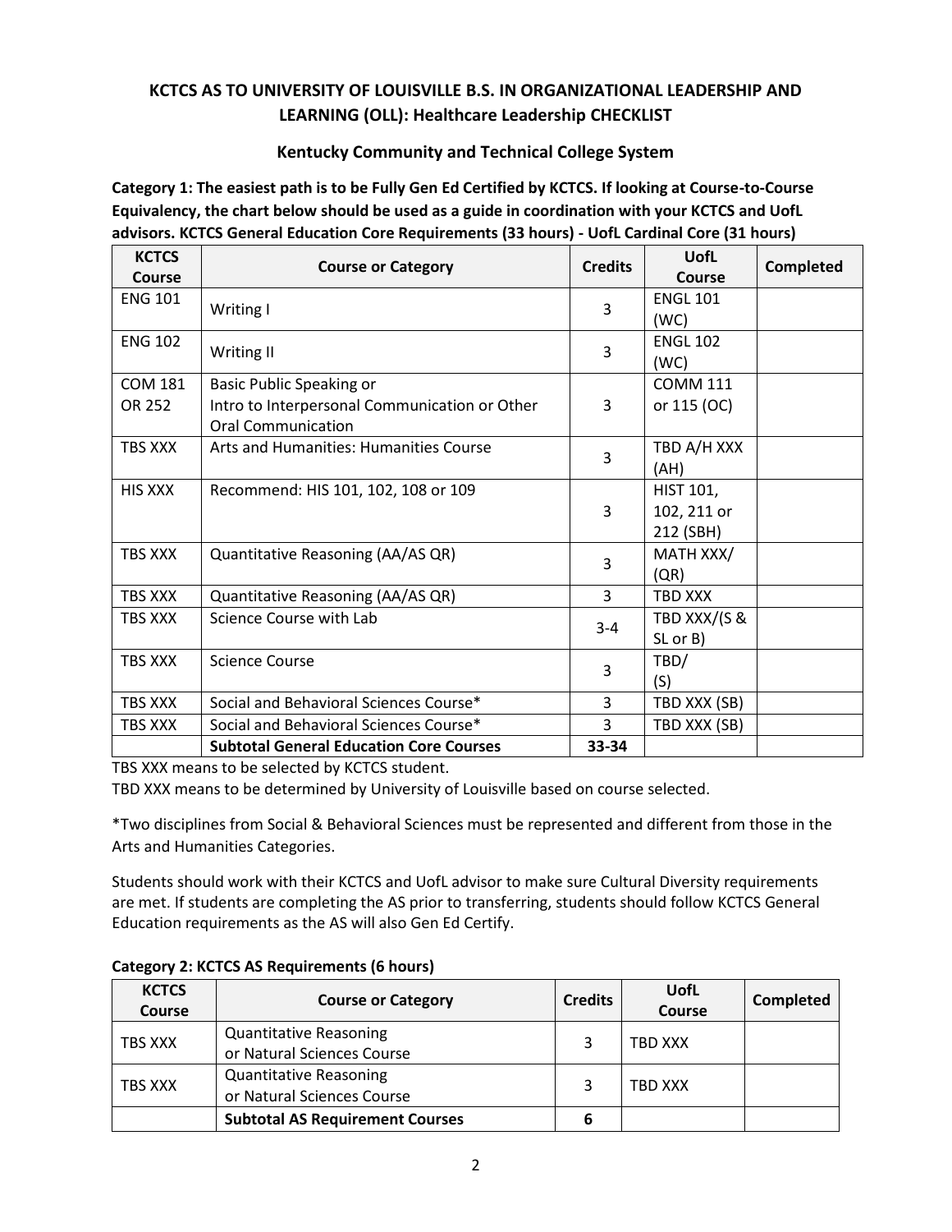## KCTCS AS TO UNIVERSITY OF LOUISVILLE B.S. IN ORGANIZATIONAL LEADERSHIP AND LEARNING (OLL): Healthcare Leadership CHECKLIST

### Kentucky Community and Technical College System

**Category 1: The easiest path is to be Fully Gen Ed Certified by KCTCS. If looking at Course-to-Course Equivalency, the chart below should be used as a guide in coordination with your KCTCS and UofL advisors. KCTCS General Education Core Requirements (33 hours) - UofL Cardinal Core (31 hours)**

| KCTCS Course | Course or Category | Credits | UofL Course | Completed |
|---|---|---|---|---|
| ENG 101 | Writing I | 3 | ENGL 101 (WC) | |
| ENG 102 | Writing II | 3 | ENGL 102 (WC) | |
| COM 181 OR 252 | Basic Public Speaking or Intro to Interpersonal Communication or Other Oral Communication | 3 | COMM 111 or 115 (OC) | |
| TBS XXX | Arts and Humanities: Humanities Course | 3 | TBD A/H XXX (AH) | |
| HIS XXX | Recommend: HIS 101, 102, 108 or 109 | 3 | HIST 101, 102, 211 or 212 (SBH) | |
| TBS XXX | Quantitative Reasoning (AA/AS QR) | 3 | MATH XXX/ (QR) | |
| TBS XXX | Quantitative Reasoning (AA/AS QR) | 3 | TBD XXX | |
| TBS XXX | Science Course with Lab | 3-4 | TBD XXX/(S & SL or B) | |
| TBS XXX | Science Course | 3 | TBD/ (S) | |
| TBS XXX | Social and Behavioral Sciences Course* | 3 | TBD XXX (SB) | |
| TBS XXX | Social and Behavioral Sciences Course* | 3 | TBD XXX (SB) | |
| | **Subtotal General Education Core Courses** | **33-34** | | |

TBS XXX means to be selected by KCTCS student.

TBD XXX means to be determined by University of Louisville based on course selected.

*Two disciplines from Social & Behavioral Sciences must be represented and different from those in the Arts and Humanities Categories.

Students should work with their KCTCS and UofL advisor to make sure Cultural Diversity requirements are met. If students are completing the AS prior to transferring, students should follow KCTCS General Education requirements as the AS will also Gen Ed Certify.

**Category 2: KCTCS AS Requirements (6 hours)**

| KCTCS Course | Course or Category | Credits | UofL Course | Completed |
|---|---|---|---|---|
| TBS XXX | Quantitative Reasoning or Natural Sciences Course | 3 | TBD XXX | |
| TBS XXX | Quantitative Reasoning or Natural Sciences Course | 3 | TBD XXX | |
| | **Subtotal AS Requirement Courses** | **6** | | |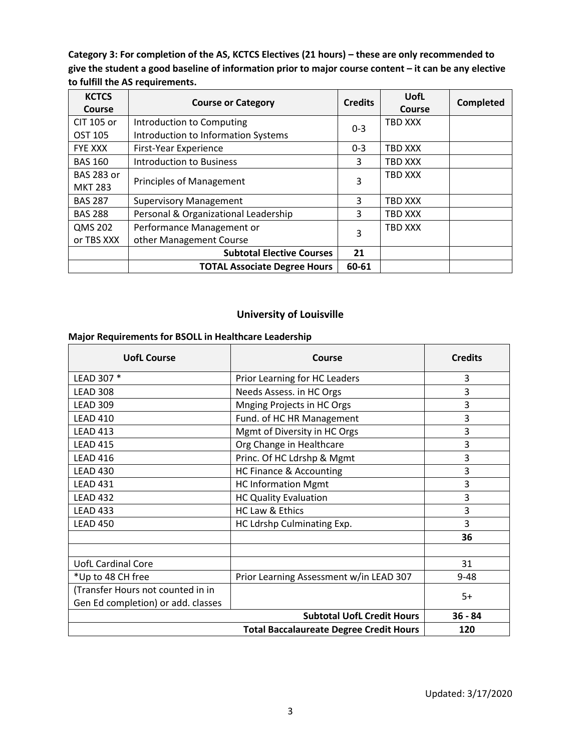**Category 3: For completion of the AS, KCTCS Electives (21 hours) – these are only recommended to give the student a good baseline of information prior to major course content – it can be any elective to fulfill the AS requirements.**

| KCTCS Course | Course or Category | Credits | UofL Course | Completed |
|---|---|---|---|---|
| CIT 105 or OST 105 | Introduction to Computing Introduction to Information Systems | 0-3 | TBD XXX | |
| FYE XXX | First-Year Experience | 0-3 | TBD XXX | |
| BAS 160 | Introduction to Business | 3 | TBD XXX | |
| BAS 283 or MKT 283 | Principles of Management | 3 | TBD XXX | |
| BAS 287 | Supervisory Management | 3 | TBD XXX | |
| BAS 288 | Personal & Organizational Leadership | 3 | TBD XXX | |
| QMS 202 or TBS XXX | Performance Management or other Management Course | 3 | TBD XXX | |
| | **Subtotal Elective Courses** | **21** | | |
| | **TOTAL Associate Degree Hours** | **60-61** | | |

## University of Louisville

**Major Requirements for BSOLL in Healthcare Leadership**

| UofL Course | Course | Credits |
|---|---|---|
| LEAD 307 * | Prior Learning for HC Leaders | 3 |
| LEAD 308 | Needs Assess. in HC Orgs | 3 |
| LEAD 309 | Mnging Projects in HC Orgs | 3 |
| LEAD 410 | Fund. of HC HR Management | 3 |
| LEAD 413 | Mgmt of Diversity in HC Orgs | 3 |
| LEAD 415 | Org Change in Healthcare | 3 |
| LEAD 416 | Princ. Of HC Ldrshp & Mgmt | 3 |
| LEAD 430 | HC Finance & Accounting | 3 |
| LEAD 431 | HC Information Mgmt | 3 |
| LEAD 432 | HC Quality Evaluation | 3 |
| LEAD 433 | HC Law & Ethics | 3 |
| LEAD 450 | HC Ldrshp Culminating Exp. | 3 |
| | | **36** |
| | | |
| UofL Cardinal Core | | 31 |
| *Up to 48 CH free | Prior Learning Assessment w/in LEAD 307 | 9-48 |
| (Transfer Hours not counted in in Gen Ed completion) or add. classes | | 5+ |
| | **Subtotal UofL Credit Hours** | **36 - 84** |
| | **Total Baccalaureate Degree Credit Hours** | **120** |

Updated: 3/17/2020